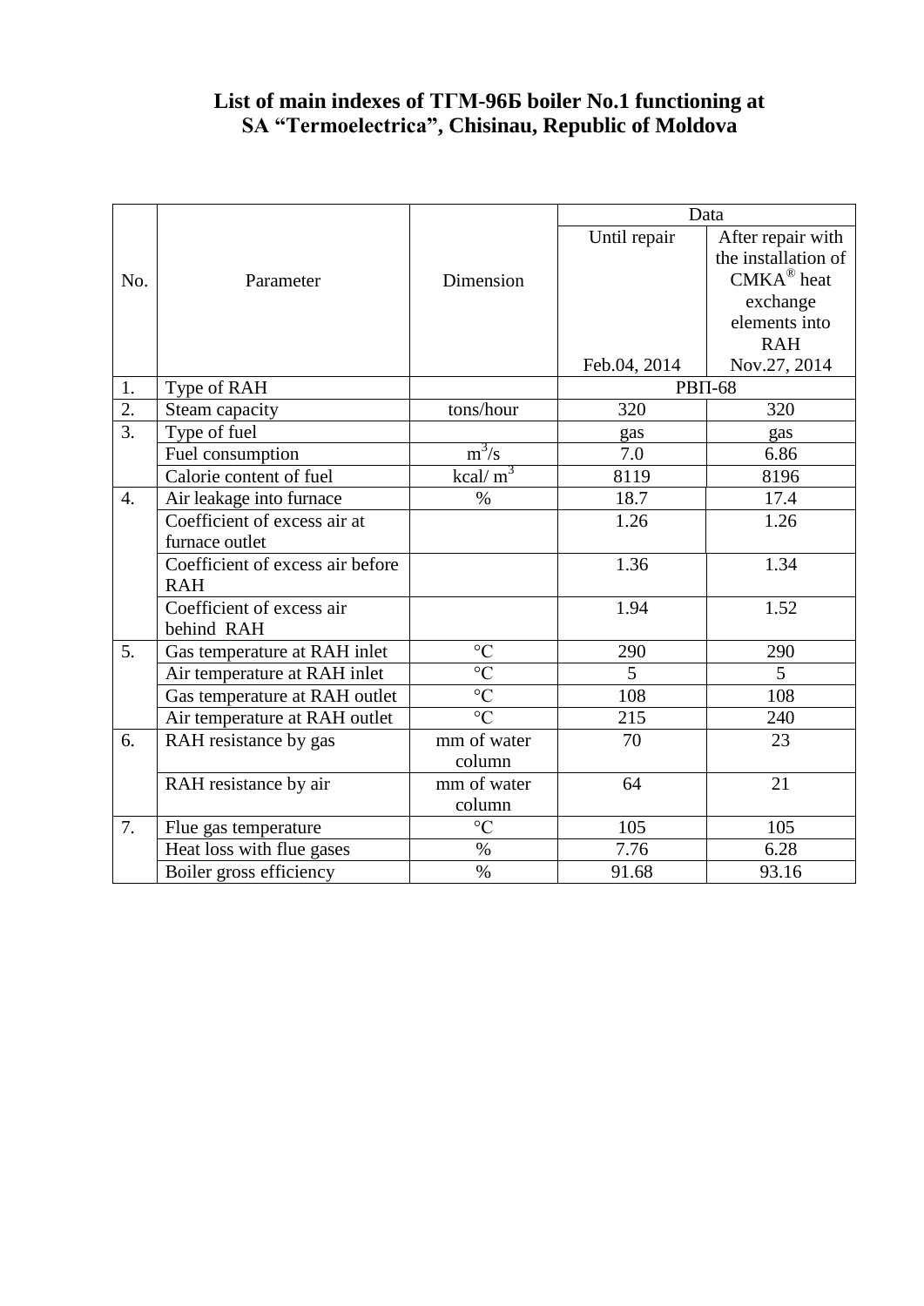# List of main indexes of ТГМ-96Б boiler No.1 functioning at SA "Termoelectrica", Chisinau, Republic of Moldova

| No. | Parameter | Dimension | Data | |
|---|---|---|---|---|
| | | | Until repair<br>Feb.04, 2014 | After repair with the installation of СМКА® heat exchange elements into RAH<br>Nov.27, 2014 |
| 1. | Type of RAH | | РВП-68 | |
| 2. | Steam capacity | tons/hour | 320 | 320 |
| 3. | Type of fuel | | gas | gas |
| | Fuel consumption | $m^3/s$ | 7.0 | 6.86 |
| | Calorie content of fuel | kcal/ $m^3$ | 8119 | 8196 |
| 4. | Air leakage into furnace | % | 18.7 | 17.4 |
| | Coefficient of excess air at furnace outlet | | 1.26 | 1.26 |
| | Coefficient of excess air before RAH | | 1.36 | 1.34 |
| | Coefficient of excess air behind RAH | | 1.94 | 1.52 |
| 5. | Gas temperature at RAH inlet | °C | 290 | 290 |
| | Air temperature at RAH inlet | °C | 5 | 5 |
| | Gas temperature at RAH outlet | °C | 108 | 108 |
| | Air temperature at RAH outlet | °C | 215 | 240 |
| 6. | RAH resistance by gas | mm of water column | 70 | 23 |
| | RAH resistance by air | mm of water column | 64 | 21 |
| 7. | Flue gas temperature | °C | 105 | 105 |
| | Heat loss with flue gases | % | 7.76 | 6.28 |
| | Boiler gross efficiency | % | 91.68 | 93.16 |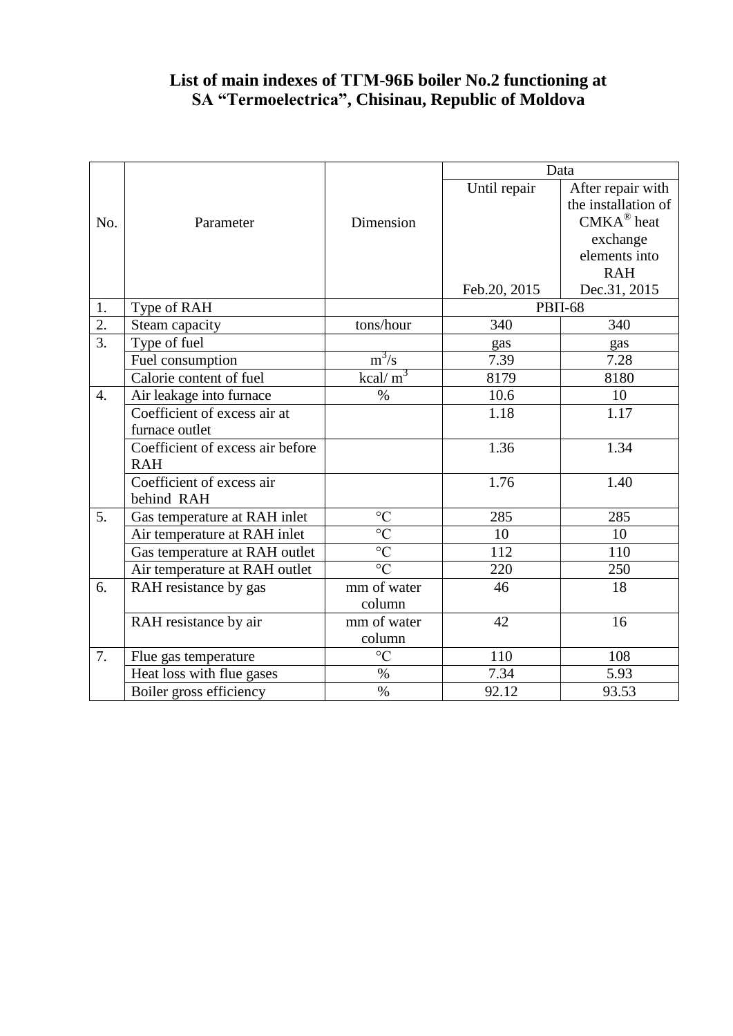# List of main indexes of ТГМ-96Б boiler No.2 functioning at SA "Termoelectrica", Chisinau, Republic of Moldova

| No. | Parameter | Dimension | Data | |
|---|---|---|---|---|
| | | | Until repair | After repair with the installation of СМКА® heat exchange elements into RAH |
| | | | Feb.20, 2015 | Dec.31, 2015 |
| 1. | Type of RAH | | РВП-68 | |
| 2. | Steam capacity | tons/hour | 340 | 340 |
| 3. | Type of fuel | | gas | gas |
| | Fuel consumption | $m^3/s$ | 7.39 | 7.28 |
| | Calorie content of fuel | kcal/ $m^3$ | 8179 | 8180 |
| 4. | Air leakage into furnace | % | 10.6 | 10 |
| | Coefficient of excess air at furnace outlet | | 1.18 | 1.17 |
| | Coefficient of excess air before RAH | | 1.36 | 1.34 |
| | Coefficient of excess air behind RAH | | 1.76 | 1.40 |
| 5. | Gas temperature at RAH inlet | °C | 285 | 285 |
| | Air temperature at RAH inlet | °C | 10 | 10 |
| | Gas temperature at RAH outlet | °C | 112 | 110 |
| | Air temperature at RAH outlet | °C | 220 | 250 |
| 6. | RAH resistance by gas | mm of water column | 46 | 18 |
| | RAH resistance by air | mm of water column | 42 | 16 |
| 7. | Flue gas temperature | °C | 110 | 108 |
| | Heat loss with flue gases | % | 7.34 | 5.93 |
| | Boiler gross efficiency | % | 92.12 | 93.53 |